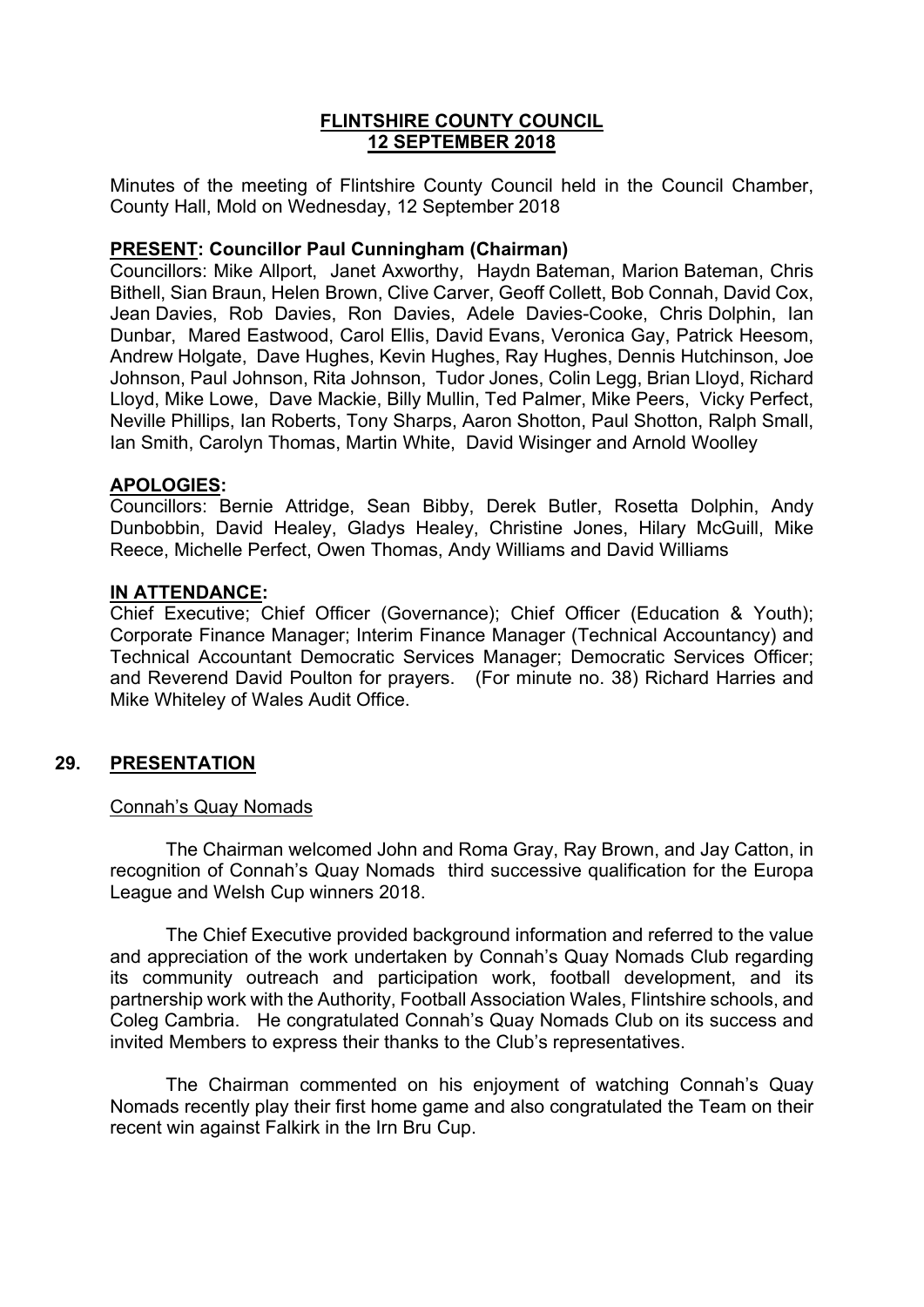# FLINTSHIRE COUNTY COUNCIL
# 12 SEPTEMBER 2018

Minutes of the meeting of Flintshire County Council held in the Council Chamber, County Hall, Mold on Wednesday, 12 September 2018

**PRESENT: Councillor Paul Cunningham (Chairman)**
Councillors: Mike Allport, Janet Axworthy, Haydn Bateman, Marion Bateman, Chris Bithell, Sian Braun, Helen Brown, Clive Carver, Geoff Collett, Bob Connah, David Cox, Jean Davies, Rob Davies, Ron Davies, Adele Davies-Cooke, Chris Dolphin, Ian Dunbar, Mared Eastwood, Carol Ellis, David Evans, Veronica Gay, Patrick Heesom, Andrew Holgate, Dave Hughes, Kevin Hughes, Ray Hughes, Dennis Hutchinson, Joe Johnson, Paul Johnson, Rita Johnson, Tudor Jones, Colin Legg, Brian Lloyd, Richard Lloyd, Mike Lowe, Dave Mackie, Billy Mullin, Ted Palmer, Mike Peers, Vicky Perfect, Neville Phillips, Ian Roberts, Tony Sharps, Aaron Shotton, Paul Shotton, Ralph Small, Ian Smith, Carolyn Thomas, Martin White, David Wisinger and Arnold Woolley

**APOLOGIES:**
Councillors: Bernie Attridge, Sean Bibby, Derek Butler, Rosetta Dolphin, Andy Dunbobbin, David Healey, Gladys Healey, Christine Jones, Hilary McGuill, Mike Reece, Michelle Perfect, Owen Thomas, Andy Williams and David Williams

**IN ATTENDANCE:**
Chief Executive; Chief Officer (Governance); Chief Officer (Education & Youth); Corporate Finance Manager; Interim Finance Manager (Technical Accountancy) and Technical Accountant Democratic Services Manager; Democratic Services Officer; and Reverend David Poulton for prayers. (For minute no. 38) Richard Harries and Mike Whiteley of Wales Audit Office.

## 29. PRESENTATION

Connah's Quay Nomads

The Chairman welcomed John and Roma Gray, Ray Brown, and Jay Catton, in recognition of Connah's Quay Nomads third successive qualification for the Europa League and Welsh Cup winners 2018.

The Chief Executive provided background information and referred to the value and appreciation of the work undertaken by Connah's Quay Nomads Club regarding its community outreach and participation work, football development, and its partnership work with the Authority, Football Association Wales, Flintshire schools, and Coleg Cambria. He congratulated Connah's Quay Nomads Club on its success and invited Members to express their thanks to the Club's representatives.

The Chairman commented on his enjoyment of watching Connah's Quay Nomads recently play their first home game and also congratulated the Team on their recent win against Falkirk in the Irn Bru Cup.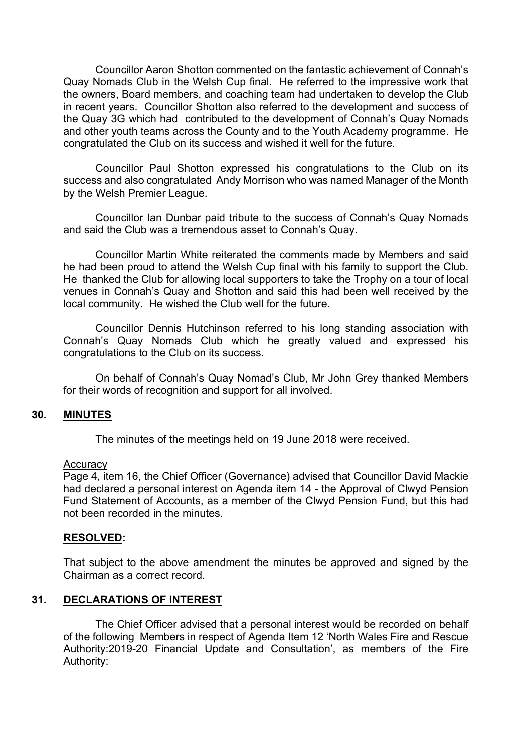Councillor Aaron Shotton commented on the fantastic achievement of Connah's Quay Nomads Club in the Welsh Cup final. He referred to the impressive work that the owners, Board members, and coaching team had undertaken to develop the Club in recent years. Councillor Shotton also referred to the development and success of the Quay 3G which had contributed to the development of Connah's Quay Nomads and other youth teams across the County and to the Youth Academy programme. He congratulated the Club on its success and wished it well for the future.

Councillor Paul Shotton expressed his congratulations to the Club on its success and also congratulated Andy Morrison who was named Manager of the Month by the Welsh Premier League.

Councillor Ian Dunbar paid tribute to the success of Connah's Quay Nomads and said the Club was a tremendous asset to Connah's Quay.

Councillor Martin White reiterated the comments made by Members and said he had been proud to attend the Welsh Cup final with his family to support the Club. He thanked the Club for allowing local supporters to take the Trophy on a tour of local venues in Connah's Quay and Shotton and said this had been well received by the local community. He wished the Club well for the future.

Councillor Dennis Hutchinson referred to his long standing association with Connah's Quay Nomads Club which he greatly valued and expressed his congratulations to the Club on its success.

On behalf of Connah's Quay Nomad's Club, Mr John Grey thanked Members for their words of recognition and support for all involved.

## 30. MINUTES

The minutes of the meetings held on 19 June 2018 were received.

Accuracy
Page 4, item 16, the Chief Officer (Governance) advised that Councillor David Mackie had declared a personal interest on Agenda item 14 - the Approval of Clwyd Pension Fund Statement of Accounts, as a member of the Clwyd Pension Fund, but this had not been recorded in the minutes.

**RESOLVED:**

That subject to the above amendment the minutes be approved and signed by the Chairman as a correct record.

## 31. DECLARATIONS OF INTEREST

The Chief Officer advised that a personal interest would be recorded on behalf of the following Members in respect of Agenda Item 12 'North Wales Fire and Rescue Authority:2019-20 Financial Update and Consultation', as members of the Fire Authority: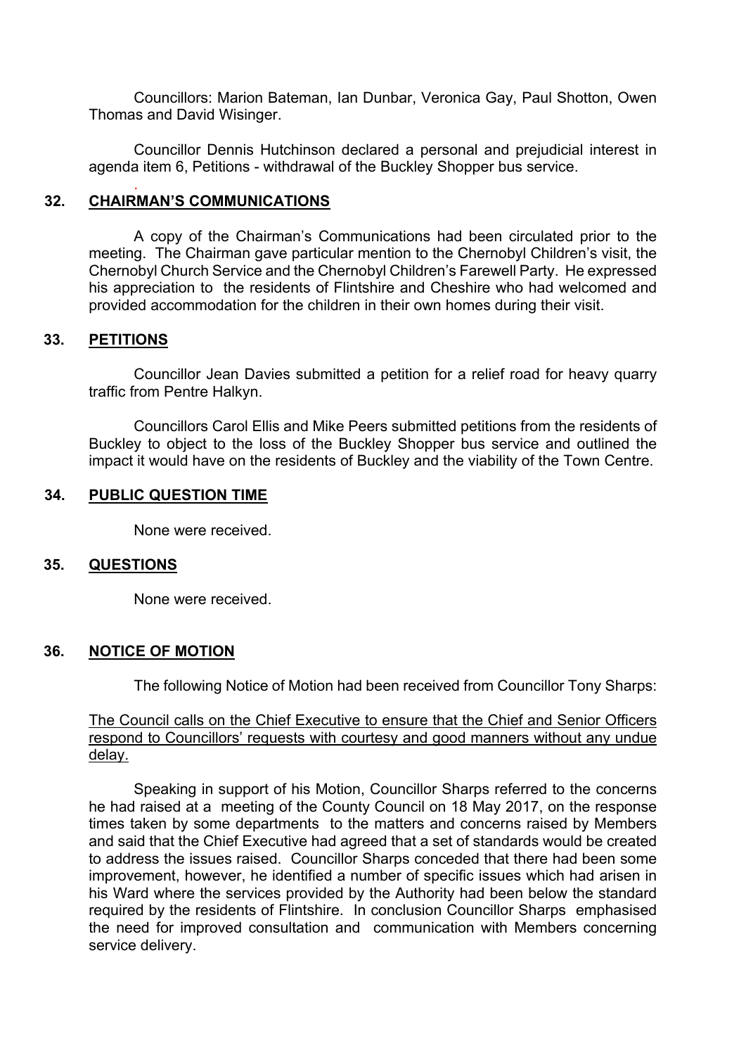Councillors: Marion Bateman, Ian Dunbar, Veronica Gay, Paul Shotton, Owen Thomas and David Wisinger.

Councillor Dennis Hutchinson declared a personal and prejudicial interest in agenda item 6, Petitions - withdrawal of the Buckley Shopper bus service.

## 32. <u>CHAIRMAN'S COMMUNICATIONS</u>

A copy of the Chairman's Communications had been circulated prior to the meeting. The Chairman gave particular mention to the Chernobyl Children's visit, the Chernobyl Church Service and the Chernobyl Children's Farewell Party. He expressed his appreciation to the residents of Flintshire and Cheshire who had welcomed and provided accommodation for the children in their own homes during their visit.

## 33. <u>PETITIONS</u>

Councillor Jean Davies submitted a petition for a relief road for heavy quarry traffic from Pentre Halkyn.

Councillors Carol Ellis and Mike Peers submitted petitions from the residents of Buckley to object to the loss of the Buckley Shopper bus service and outlined the impact it would have on the residents of Buckley and the viability of the Town Centre.

## 34. <u>PUBLIC QUESTION TIME</u>

None were received.

## 35. <u>QUESTIONS</u>

None were received.

## 36. <u>NOTICE OF MOTION</u>

The following Notice of Motion had been received from Councillor Tony Sharps:

<u>The Council calls on the Chief Executive to ensure that the Chief and Senior Officers respond to Councillors' requests with courtesy and good manners without any undue delay.</u>

Speaking in support of his Motion, Councillor Sharps referred to the concerns he had raised at a meeting of the County Council on 18 May 2017, on the response times taken by some departments to the matters and concerns raised by Members and said that the Chief Executive had agreed that a set of standards would be created to address the issues raised. Councillor Sharps conceded that there had been some improvement, however, he identified a number of specific issues which had arisen in his Ward where the services provided by the Authority had been below the standard required by the residents of Flintshire. In conclusion Councillor Sharps emphasised the need for improved consultation and communication with Members concerning service delivery.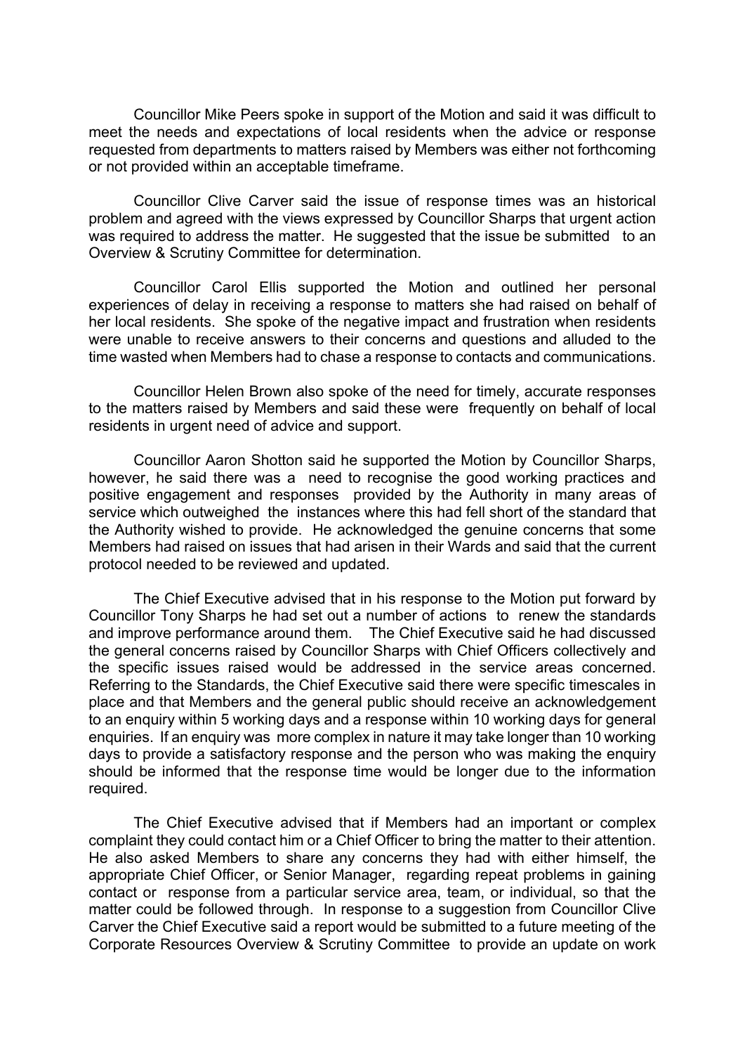Councillor Mike Peers spoke in support of the Motion and said it was difficult to meet the needs and expectations of local residents when the advice or response requested from departments to matters raised by Members was either not forthcoming or not provided within an acceptable timeframe.

Councillor Clive Carver said the issue of response times was an historical problem and agreed with the views expressed by Councillor Sharps that urgent action was required to address the matter. He suggested that the issue be submitted to an Overview & Scrutiny Committee for determination.

Councillor Carol Ellis supported the Motion and outlined her personal experiences of delay in receiving a response to matters she had raised on behalf of her local residents. She spoke of the negative impact and frustration when residents were unable to receive answers to their concerns and questions and alluded to the time wasted when Members had to chase a response to contacts and communications.

Councillor Helen Brown also spoke of the need for timely, accurate responses to the matters raised by Members and said these were frequently on behalf of local residents in urgent need of advice and support.

Councillor Aaron Shotton said he supported the Motion by Councillor Sharps, however, he said there was a need to recognise the good working practices and positive engagement and responses provided by the Authority in many areas of service which outweighed the instances where this had fell short of the standard that the Authority wished to provide. He acknowledged the genuine concerns that some Members had raised on issues that had arisen in their Wards and said that the current protocol needed to be reviewed and updated.

The Chief Executive advised that in his response to the Motion put forward by Councillor Tony Sharps he had set out a number of actions to renew the standards and improve performance around them. The Chief Executive said he had discussed the general concerns raised by Councillor Sharps with Chief Officers collectively and the specific issues raised would be addressed in the service areas concerned. Referring to the Standards, the Chief Executive said there were specific timescales in place and that Members and the general public should receive an acknowledgement to an enquiry within 5 working days and a response within 10 working days for general enquiries. If an enquiry was more complex in nature it may take longer than 10 working days to provide a satisfactory response and the person who was making the enquiry should be informed that the response time would be longer due to the information required.

The Chief Executive advised that if Members had an important or complex complaint they could contact him or a Chief Officer to bring the matter to their attention. He also asked Members to share any concerns they had with either himself, the appropriate Chief Officer, or Senior Manager, regarding repeat problems in gaining contact or response from a particular service area, team, or individual, so that the matter could be followed through. In response to a suggestion from Councillor Clive Carver the Chief Executive said a report would be submitted to a future meeting of the Corporate Resources Overview & Scrutiny Committee to provide an update on work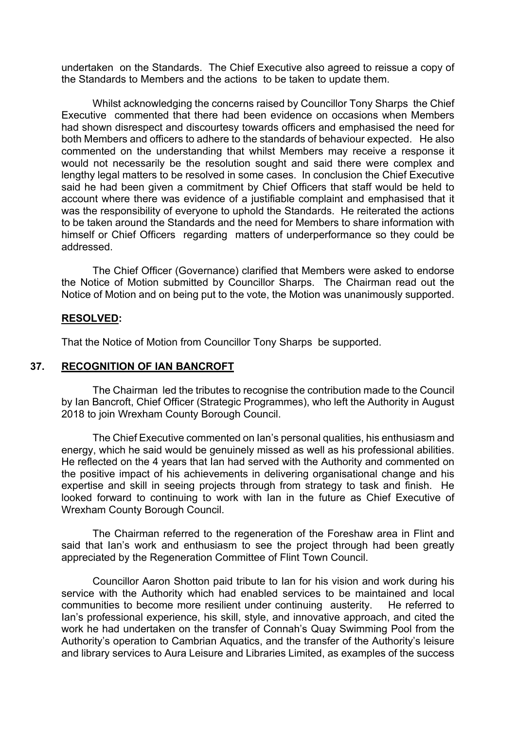undertaken on the Standards. The Chief Executive also agreed to reissue a copy of the Standards to Members and the actions to be taken to update them.

Whilst acknowledging the concerns raised by Councillor Tony Sharps the Chief Executive commented that there had been evidence on occasions when Members had shown disrespect and discourtesy towards officers and emphasised the need for both Members and officers to adhere to the standards of behaviour expected. He also commented on the understanding that whilst Members may receive a response it would not necessarily be the resolution sought and said there were complex and lengthy legal matters to be resolved in some cases. In conclusion the Chief Executive said he had been given a commitment by Chief Officers that staff would be held to account where there was evidence of a justifiable complaint and emphasised that it was the responsibility of everyone to uphold the Standards. He reiterated the actions to be taken around the Standards and the need for Members to share information with himself or Chief Officers regarding matters of underperformance so they could be addressed.

The Chief Officer (Governance) clarified that Members were asked to endorse the Notice of Motion submitted by Councillor Sharps. The Chairman read out the Notice of Motion and on being put to the vote, the Motion was unanimously supported.

**RESOLVED:**

That the Notice of Motion from Councillor Tony Sharps be supported.

## 37. RECOGNITION OF IAN BANCROFT

The Chairman led the tributes to recognise the contribution made to the Council by Ian Bancroft, Chief Officer (Strategic Programmes), who left the Authority in August 2018 to join Wrexham County Borough Council.

The Chief Executive commented on Ian's personal qualities, his enthusiasm and energy, which he said would be genuinely missed as well as his professional abilities. He reflected on the 4 years that Ian had served with the Authority and commented on the positive impact of his achievements in delivering organisational change and his expertise and skill in seeing projects through from strategy to task and finish. He looked forward to continuing to work with Ian in the future as Chief Executive of Wrexham County Borough Council.

The Chairman referred to the regeneration of the Foreshaw area in Flint and said that Ian's work and enthusiasm to see the project through had been greatly appreciated by the Regeneration Committee of Flint Town Council.

Councillor Aaron Shotton paid tribute to Ian for his vision and work during his service with the Authority which had enabled services to be maintained and local communities to become more resilient under continuing austerity. He referred to Ian's professional experience, his skill, style, and innovative approach, and cited the work he had undertaken on the transfer of Connah's Quay Swimming Pool from the Authority's operation to Cambrian Aquatics, and the transfer of the Authority's leisure and library services to Aura Leisure and Libraries Limited, as examples of the success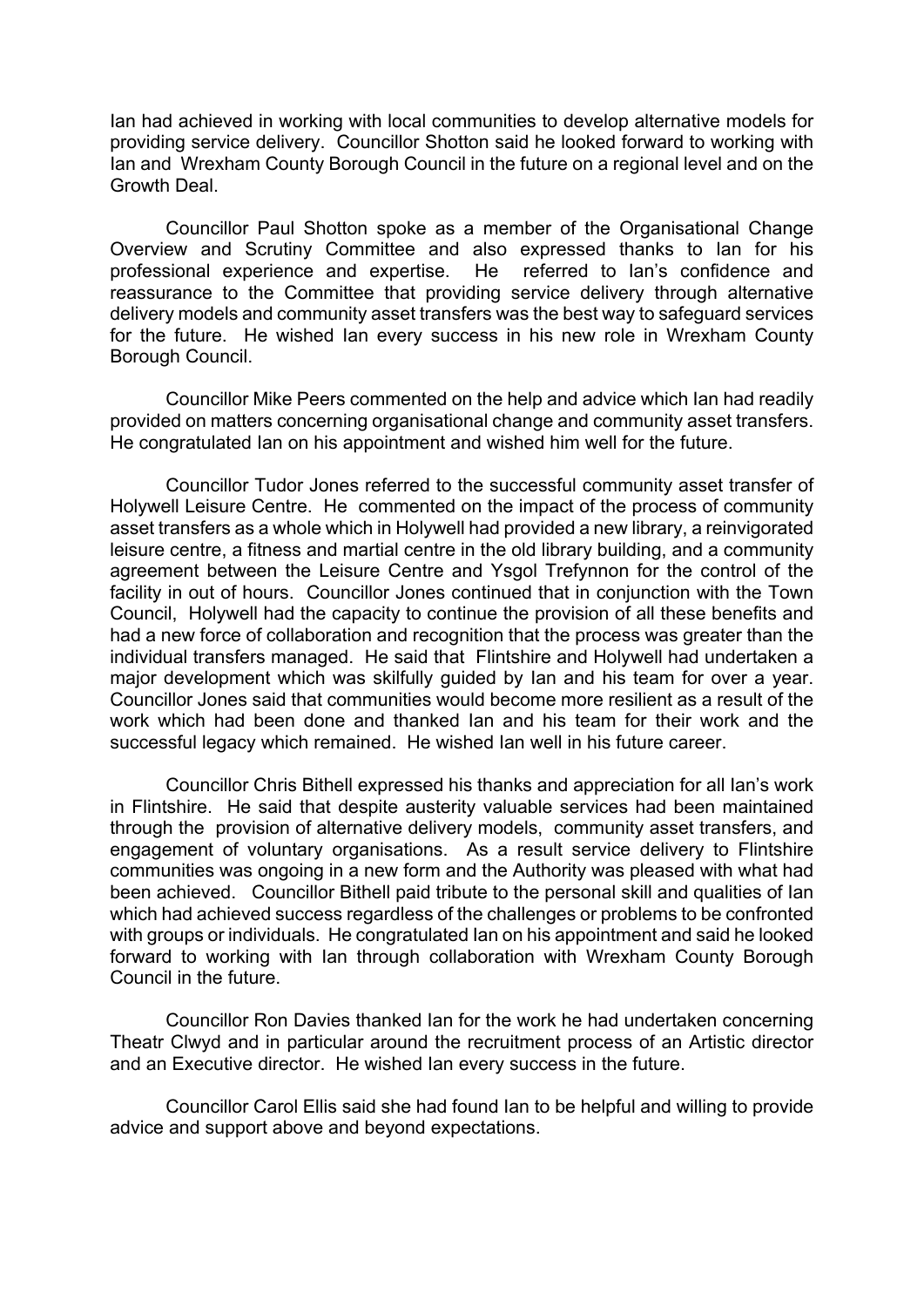Ian had achieved in working with local communities to develop alternative models for providing service delivery. Councillor Shotton said he looked forward to working with Ian and Wrexham County Borough Council in the future on a regional level and on the Growth Deal.

Councillor Paul Shotton spoke as a member of the Organisational Change Overview and Scrutiny Committee and also expressed thanks to Ian for his professional experience and expertise. He referred to Ian's confidence and reassurance to the Committee that providing service delivery through alternative delivery models and community asset transfers was the best way to safeguard services for the future. He wished Ian every success in his new role in Wrexham County Borough Council.

Councillor Mike Peers commented on the help and advice which Ian had readily provided on matters concerning organisational change and community asset transfers. He congratulated Ian on his appointment and wished him well for the future.

Councillor Tudor Jones referred to the successful community asset transfer of Holywell Leisure Centre. He commented on the impact of the process of community asset transfers as a whole which in Holywell had provided a new library, a reinvigorated leisure centre, a fitness and martial centre in the old library building, and a community agreement between the Leisure Centre and Ysgol Trefynnon for the control of the facility in out of hours. Councillor Jones continued that in conjunction with the Town Council, Holywell had the capacity to continue the provision of all these benefits and had a new force of collaboration and recognition that the process was greater than the individual transfers managed. He said that Flintshire and Holywell had undertaken a major development which was skilfully guided by Ian and his team for over a year. Councillor Jones said that communities would become more resilient as a result of the work which had been done and thanked Ian and his team for their work and the successful legacy which remained. He wished Ian well in his future career.

Councillor Chris Bithell expressed his thanks and appreciation for all Ian's work in Flintshire. He said that despite austerity valuable services had been maintained through the provision of alternative delivery models, community asset transfers, and engagement of voluntary organisations. As a result service delivery to Flintshire communities was ongoing in a new form and the Authority was pleased with what had been achieved. Councillor Bithell paid tribute to the personal skill and qualities of Ian which had achieved success regardless of the challenges or problems to be confronted with groups or individuals. He congratulated Ian on his appointment and said he looked forward to working with Ian through collaboration with Wrexham County Borough Council in the future.

Councillor Ron Davies thanked Ian for the work he had undertaken concerning Theatr Clwyd and in particular around the recruitment process of an Artistic director and an Executive director. He wished Ian every success in the future.

Councillor Carol Ellis said she had found Ian to be helpful and willing to provide advice and support above and beyond expectations.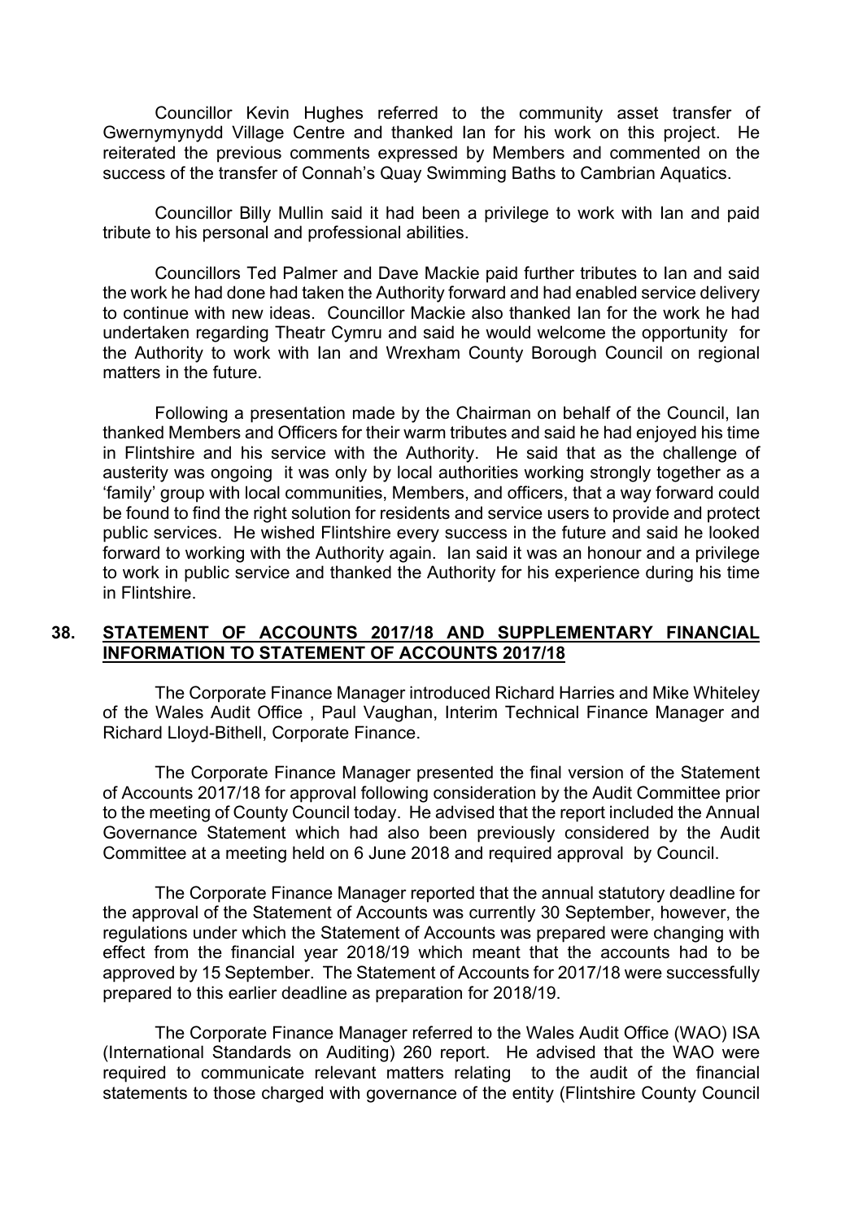Councillor Kevin Hughes referred to the community asset transfer of Gwernymynydd Village Centre and thanked Ian for his work on this project. He reiterated the previous comments expressed by Members and commented on the success of the transfer of Connah's Quay Swimming Baths to Cambrian Aquatics.

Councillor Billy Mullin said it had been a privilege to work with Ian and paid tribute to his personal and professional abilities.

Councillors Ted Palmer and Dave Mackie paid further tributes to Ian and said the work he had done had taken the Authority forward and had enabled service delivery to continue with new ideas. Councillor Mackie also thanked Ian for the work he had undertaken regarding Theatr Cymru and said he would welcome the opportunity for the Authority to work with Ian and Wrexham County Borough Council on regional matters in the future.

Following a presentation made by the Chairman on behalf of the Council, Ian thanked Members and Officers for their warm tributes and said he had enjoyed his time in Flintshire and his service with the Authority. He said that as the challenge of austerity was ongoing it was only by local authorities working strongly together as a 'family' group with local communities, Members, and officers, that a way forward could be found to find the right solution for residents and service users to provide and protect public services. He wished Flintshire every success in the future and said he looked forward to working with the Authority again. Ian said it was an honour and a privilege to work in public service and thanked the Authority for his experience during his time in Flintshire.

## 38. STATEMENT OF ACCOUNTS 2017/18 AND SUPPLEMENTARY FINANCIAL INFORMATION TO STATEMENT OF ACCOUNTS 2017/18

The Corporate Finance Manager introduced Richard Harries and Mike Whiteley of the Wales Audit Office , Paul Vaughan, Interim Technical Finance Manager and Richard Lloyd-Bithell, Corporate Finance.

The Corporate Finance Manager presented the final version of the Statement of Accounts 2017/18 for approval following consideration by the Audit Committee prior to the meeting of County Council today. He advised that the report included the Annual Governance Statement which had also been previously considered by the Audit Committee at a meeting held on 6 June 2018 and required approval by Council.

The Corporate Finance Manager reported that the annual statutory deadline for the approval of the Statement of Accounts was currently 30 September, however, the regulations under which the Statement of Accounts was prepared were changing with effect from the financial year 2018/19 which meant that the accounts had to be approved by 15 September. The Statement of Accounts for 2017/18 were successfully prepared to this earlier deadline as preparation for 2018/19.

The Corporate Finance Manager referred to the Wales Audit Office (WAO) ISA (International Standards on Auditing) 260 report. He advised that the WAO were required to communicate relevant matters relating to the audit of the financial statements to those charged with governance of the entity (Flintshire County Council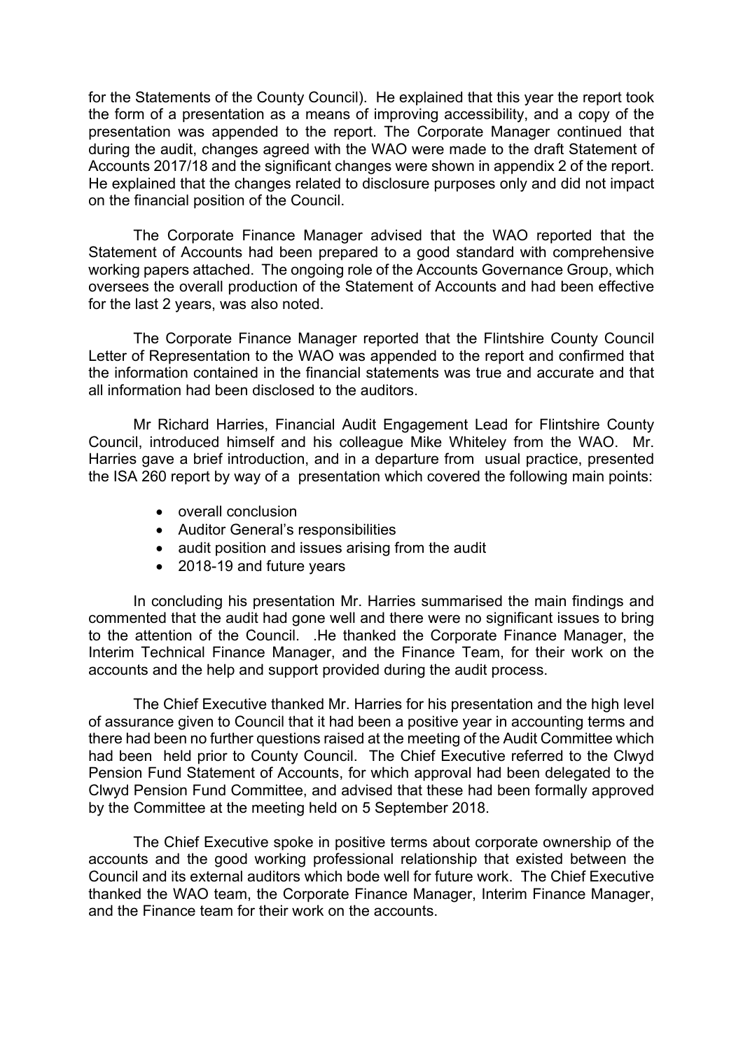for the Statements of the County Council). He explained that this year the report took the form of a presentation as a means of improving accessibility, and a copy of the presentation was appended to the report. The Corporate Manager continued that during the audit, changes agreed with the WAO were made to the draft Statement of Accounts 2017/18 and the significant changes were shown in appendix 2 of the report. He explained that the changes related to disclosure purposes only and did not impact on the financial position of the Council.

The Corporate Finance Manager advised that the WAO reported that the Statement of Accounts had been prepared to a good standard with comprehensive working papers attached. The ongoing role of the Accounts Governance Group, which oversees the overall production of the Statement of Accounts and had been effective for the last 2 years, was also noted.

The Corporate Finance Manager reported that the Flintshire County Council Letter of Representation to the WAO was appended to the report and confirmed that the information contained in the financial statements was true and accurate and that all information had been disclosed to the auditors.

Mr Richard Harries, Financial Audit Engagement Lead for Flintshire County Council, introduced himself and his colleague Mike Whiteley from the WAO. Mr. Harries gave a brief introduction, and in a departure from usual practice, presented the ISA 260 report by way of a presentation which covered the following main points:

- overall conclusion
- Auditor General's responsibilities
- audit position and issues arising from the audit
- 2018-19 and future years

In concluding his presentation Mr. Harries summarised the main findings and commented that the audit had gone well and there were no significant issues to bring to the attention of the Council. .He thanked the Corporate Finance Manager, the Interim Technical Finance Manager, and the Finance Team, for their work on the accounts and the help and support provided during the audit process.

The Chief Executive thanked Mr. Harries for his presentation and the high level of assurance given to Council that it had been a positive year in accounting terms and there had been no further questions raised at the meeting of the Audit Committee which had been held prior to County Council. The Chief Executive referred to the Clwyd Pension Fund Statement of Accounts, for which approval had been delegated to the Clwyd Pension Fund Committee, and advised that these had been formally approved by the Committee at the meeting held on 5 September 2018.

The Chief Executive spoke in positive terms about corporate ownership of the accounts and the good working professional relationship that existed between the Council and its external auditors which bode well for future work. The Chief Executive thanked the WAO team, the Corporate Finance Manager, Interim Finance Manager, and the Finance team for their work on the accounts.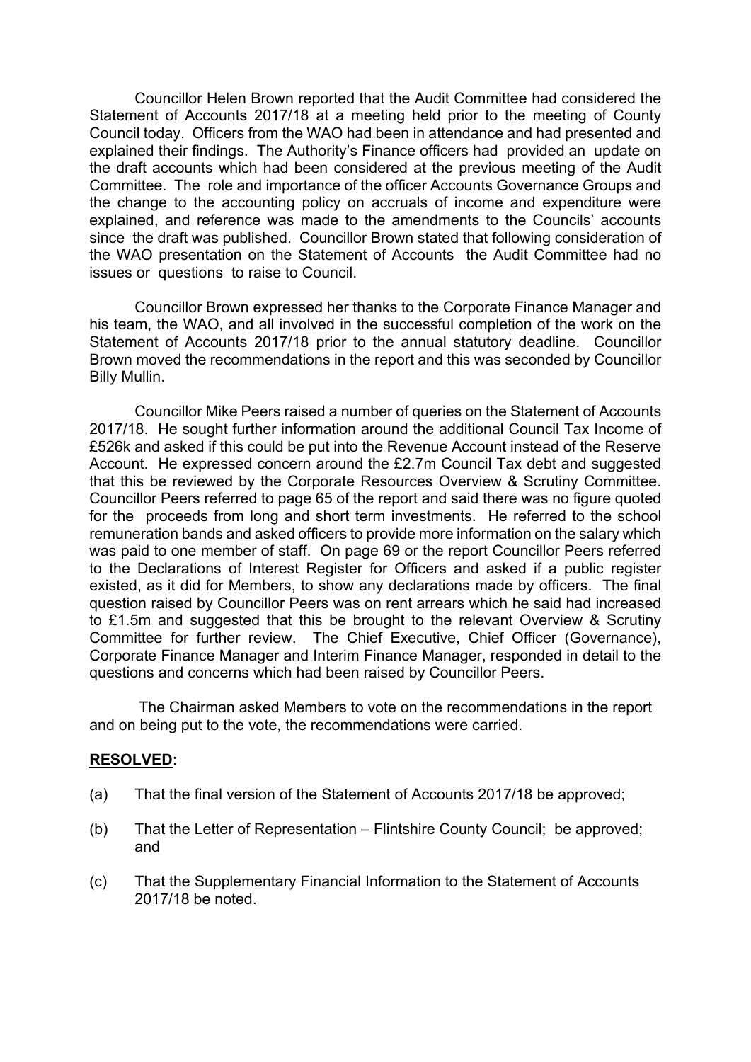Councillor Helen Brown reported that the Audit Committee had considered the Statement of Accounts 2017/18 at a meeting held prior to the meeting of County Council today. Officers from the WAO had been in attendance and had presented and explained their findings. The Authority's Finance officers had provided an update on the draft accounts which had been considered at the previous meeting of the Audit Committee. The role and importance of the officer Accounts Governance Groups and the change to the accounting policy on accruals of income and expenditure were explained, and reference was made to the amendments to the Councils' accounts since the draft was published. Councillor Brown stated that following consideration of the WAO presentation on the Statement of Accounts the Audit Committee had no issues or questions to raise to Council.

Councillor Brown expressed her thanks to the Corporate Finance Manager and his team, the WAO, and all involved in the successful completion of the work on the Statement of Accounts 2017/18 prior to the annual statutory deadline. Councillor Brown moved the recommendations in the report and this was seconded by Councillor Billy Mullin.

Councillor Mike Peers raised a number of queries on the Statement of Accounts 2017/18. He sought further information around the additional Council Tax Income of £526k and asked if this could be put into the Revenue Account instead of the Reserve Account. He expressed concern around the £2.7m Council Tax debt and suggested that this be reviewed by the Corporate Resources Overview & Scrutiny Committee. Councillor Peers referred to page 65 of the report and said there was no figure quoted for the proceeds from long and short term investments. He referred to the school remuneration bands and asked officers to provide more information on the salary which was paid to one member of staff. On page 69 or the report Councillor Peers referred to the Declarations of Interest Register for Officers and asked if a public register existed, as it did for Members, to show any declarations made by officers. The final question raised by Councillor Peers was on rent arrears which he said had increased to £1.5m and suggested that this be brought to the relevant Overview & Scrutiny Committee for further review. The Chief Executive, Chief Officer (Governance), Corporate Finance Manager and Interim Finance Manager, responded in detail to the questions and concerns which had been raised by Councillor Peers.

The Chairman asked Members to vote on the recommendations in the report and on being put to the vote, the recommendations were carried.

**RESOLVED:**

(a) That the final version of the Statement of Accounts 2017/18 be approved;

(b) That the Letter of Representation – Flintshire County Council; be approved; and

(c) That the Supplementary Financial Information to the Statement of Accounts 2017/18 be noted.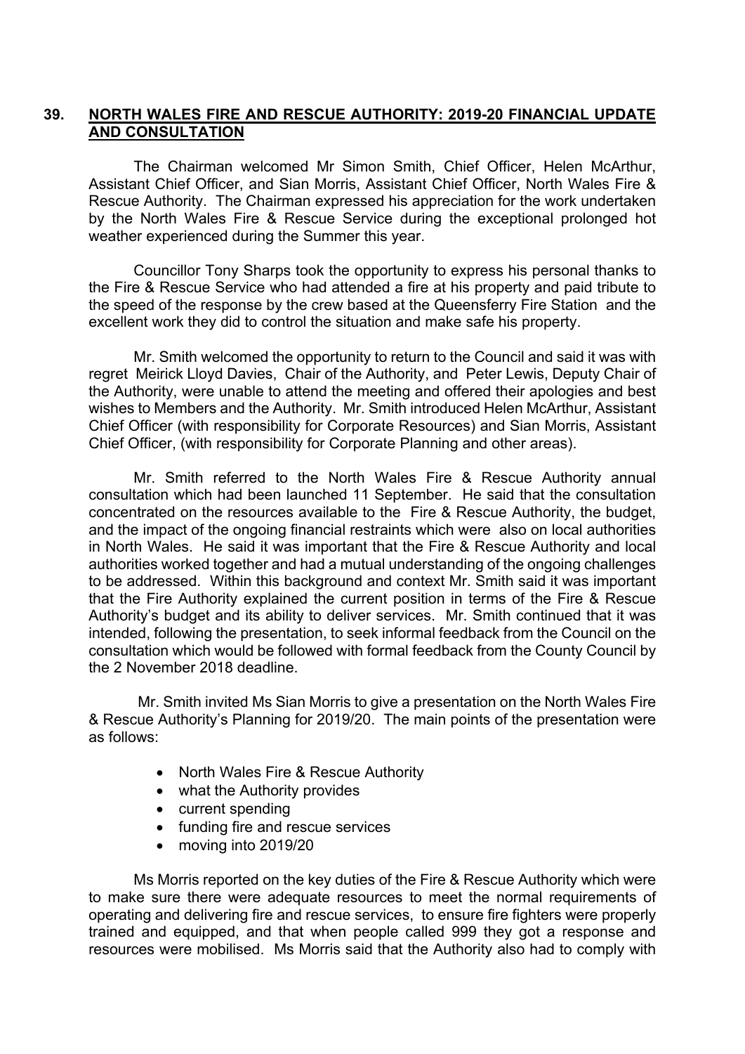## 39. NORTH WALES FIRE AND RESCUE AUTHORITY: 2019-20 FINANCIAL UPDATE AND CONSULTATION

The Chairman welcomed Mr Simon Smith, Chief Officer, Helen McArthur, Assistant Chief Officer, and Sian Morris, Assistant Chief Officer, North Wales Fire & Rescue Authority. The Chairman expressed his appreciation for the work undertaken by the North Wales Fire & Rescue Service during the exceptional prolonged hot weather experienced during the Summer this year.

Councillor Tony Sharps took the opportunity to express his personal thanks to the Fire & Rescue Service who had attended a fire at his property and paid tribute to the speed of the response by the crew based at the Queensferry Fire Station and the excellent work they did to control the situation and make safe his property.

Mr. Smith welcomed the opportunity to return to the Council and said it was with regret Meirick Lloyd Davies, Chair of the Authority, and Peter Lewis, Deputy Chair of the Authority, were unable to attend the meeting and offered their apologies and best wishes to Members and the Authority. Mr. Smith introduced Helen McArthur, Assistant Chief Officer (with responsibility for Corporate Resources) and Sian Morris, Assistant Chief Officer, (with responsibility for Corporate Planning and other areas).

Mr. Smith referred to the North Wales Fire & Rescue Authority annual consultation which had been launched 11 September. He said that the consultation concentrated on the resources available to the Fire & Rescue Authority, the budget, and the impact of the ongoing financial restraints which were also on local authorities in North Wales. He said it was important that the Fire & Rescue Authority and local authorities worked together and had a mutual understanding of the ongoing challenges to be addressed. Within this background and context Mr. Smith said it was important that the Fire Authority explained the current position in terms of the Fire & Rescue Authority's budget and its ability to deliver services. Mr. Smith continued that it was intended, following the presentation, to seek informal feedback from the Council on the consultation which would be followed with formal feedback from the County Council by the 2 November 2018 deadline.

Mr. Smith invited Ms Sian Morris to give a presentation on the North Wales Fire & Rescue Authority's Planning for 2019/20. The main points of the presentation were as follows:

- North Wales Fire & Rescue Authority
- what the Authority provides
- current spending
- funding fire and rescue services
- moving into 2019/20

Ms Morris reported on the key duties of the Fire & Rescue Authority which were to make sure there were adequate resources to meet the normal requirements of operating and delivering fire and rescue services, to ensure fire fighters were properly trained and equipped, and that when people called 999 they got a response and resources were mobilised. Ms Morris said that the Authority also had to comply with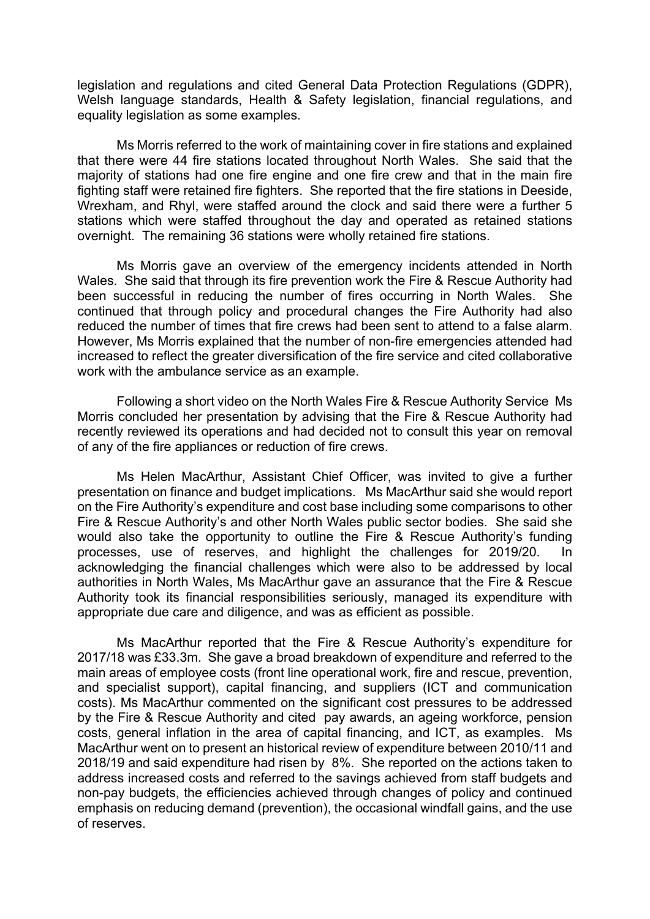legislation and regulations and cited General Data Protection Regulations (GDPR), Welsh language standards, Health & Safety legislation, financial regulations, and equality legislation as some examples.

Ms Morris referred to the work of maintaining cover in fire stations and explained that there were 44 fire stations located throughout North Wales. She said that the majority of stations had one fire engine and one fire crew and that in the main fire fighting staff were retained fire fighters. She reported that the fire stations in Deeside, Wrexham, and Rhyl, were staffed around the clock and said there were a further 5 stations which were staffed throughout the day and operated as retained stations overnight. The remaining 36 stations were wholly retained fire stations.

Ms Morris gave an overview of the emergency incidents attended in North Wales. She said that through its fire prevention work the Fire & Rescue Authority had been successful in reducing the number of fires occurring in North Wales. She continued that through policy and procedural changes the Fire Authority had also reduced the number of times that fire crews had been sent to attend to a false alarm. However, Ms Morris explained that the number of non-fire emergencies attended had increased to reflect the greater diversification of the fire service and cited collaborative work with the ambulance service as an example.

Following a short video on the North Wales Fire & Rescue Authority Service Ms Morris concluded her presentation by advising that the Fire & Rescue Authority had recently reviewed its operations and had decided not to consult this year on removal of any of the fire appliances or reduction of fire crews.

Ms Helen MacArthur, Assistant Chief Officer, was invited to give a further presentation on finance and budget implications. Ms MacArthur said she would report on the Fire Authority's expenditure and cost base including some comparisons to other Fire & Rescue Authority's and other North Wales public sector bodies. She said she would also take the opportunity to outline the Fire & Rescue Authority's funding processes, use of reserves, and highlight the challenges for 2019/20. In acknowledging the financial challenges which were also to be addressed by local authorities in North Wales, Ms MacArthur gave an assurance that the Fire & Rescue Authority took its financial responsibilities seriously, managed its expenditure with appropriate due care and diligence, and was as efficient as possible.

Ms MacArthur reported that the Fire & Rescue Authority's expenditure for 2017/18 was £33.3m. She gave a broad breakdown of expenditure and referred to the main areas of employee costs (front line operational work, fire and rescue, prevention, and specialist support), capital financing, and suppliers (ICT and communication costs). Ms MacArthur commented on the significant cost pressures to be addressed by the Fire & Rescue Authority and cited pay awards, an ageing workforce, pension costs, general inflation in the area of capital financing, and ICT, as examples. Ms MacArthur went on to present an historical review of expenditure between 2010/11 and 2018/19 and said expenditure had risen by 8%. She reported on the actions taken to address increased costs and referred to the savings achieved from staff budgets and non-pay budgets, the efficiencies achieved through changes of policy and continued emphasis on reducing demand (prevention), the occasional windfall gains, and the use of reserves.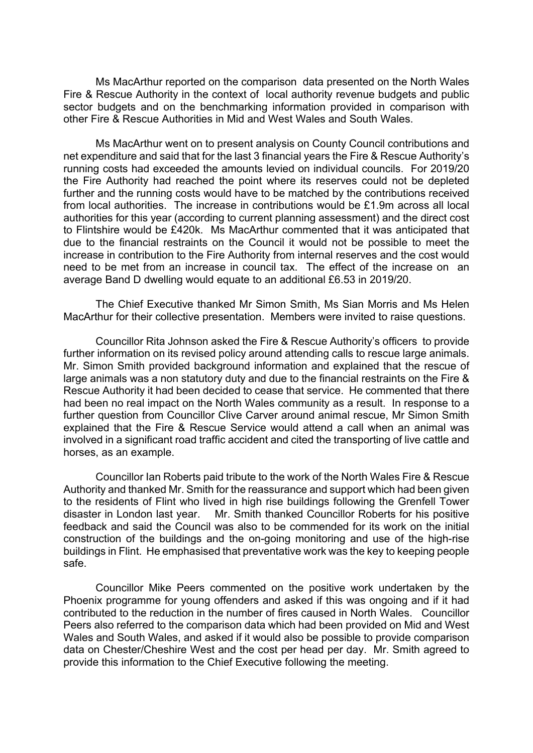Ms MacArthur reported on the comparison data presented on the North Wales Fire & Rescue Authority in the context of local authority revenue budgets and public sector budgets and on the benchmarking information provided in comparison with other Fire & Rescue Authorities in Mid and West Wales and South Wales.

Ms MacArthur went on to present analysis on County Council contributions and net expenditure and said that for the last 3 financial years the Fire & Rescue Authority's running costs had exceeded the amounts levied on individual councils. For 2019/20 the Fire Authority had reached the point where its reserves could not be depleted further and the running costs would have to be matched by the contributions received from local authorities. The increase in contributions would be £1.9m across all local authorities for this year (according to current planning assessment) and the direct cost to Flintshire would be £420k. Ms MacArthur commented that it was anticipated that due to the financial restraints on the Council it would not be possible to meet the increase in contribution to the Fire Authority from internal reserves and the cost would need to be met from an increase in council tax. The effect of the increase on an average Band D dwelling would equate to an additional £6.53 in 2019/20.

The Chief Executive thanked Mr Simon Smith, Ms Sian Morris and Ms Helen MacArthur for their collective presentation. Members were invited to raise questions.

Councillor Rita Johnson asked the Fire & Rescue Authority's officers to provide further information on its revised policy around attending calls to rescue large animals. Mr. Simon Smith provided background information and explained that the rescue of large animals was a non statutory duty and due to the financial restraints on the Fire & Rescue Authority it had been decided to cease that service. He commented that there had been no real impact on the North Wales community as a result. In response to a further question from Councillor Clive Carver around animal rescue, Mr Simon Smith explained that the Fire & Rescue Service would attend a call when an animal was involved in a significant road traffic accident and cited the transporting of live cattle and horses, as an example.

Councillor Ian Roberts paid tribute to the work of the North Wales Fire & Rescue Authority and thanked Mr. Smith for the reassurance and support which had been given to the residents of Flint who lived in high rise buildings following the Grenfell Tower disaster in London last year. Mr. Smith thanked Councillor Roberts for his positive feedback and said the Council was also to be commended for its work on the initial construction of the buildings and the on-going monitoring and use of the high-rise buildings in Flint. He emphasised that preventative work was the key to keeping people safe.

Councillor Mike Peers commented on the positive work undertaken by the Phoenix programme for young offenders and asked if this was ongoing and if it had contributed to the reduction in the number of fires caused in North Wales. Councillor Peers also referred to the comparison data which had been provided on Mid and West Wales and South Wales, and asked if it would also be possible to provide comparison data on Chester/Cheshire West and the cost per head per day. Mr. Smith agreed to provide this information to the Chief Executive following the meeting.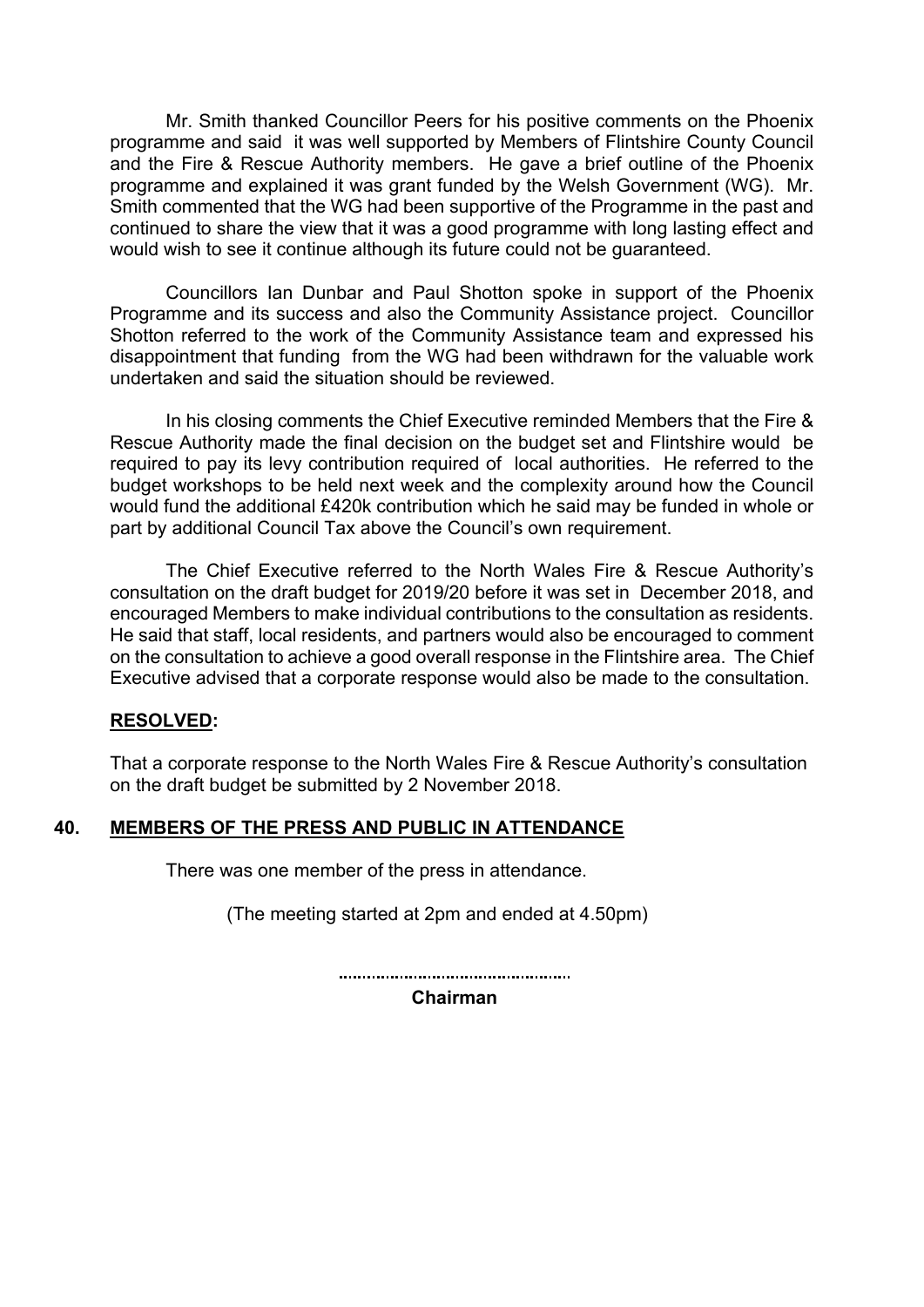Mr. Smith thanked Councillor Peers for his positive comments on the Phoenix programme and said it was well supported by Members of Flintshire County Council and the Fire & Rescue Authority members. He gave a brief outline of the Phoenix programme and explained it was grant funded by the Welsh Government (WG). Mr. Smith commented that the WG had been supportive of the Programme in the past and continued to share the view that it was a good programme with long lasting effect and would wish to see it continue although its future could not be guaranteed.

Councillors Ian Dunbar and Paul Shotton spoke in support of the Phoenix Programme and its success and also the Community Assistance project. Councillor Shotton referred to the work of the Community Assistance team and expressed his disappointment that funding from the WG had been withdrawn for the valuable work undertaken and said the situation should be reviewed.

In his closing comments the Chief Executive reminded Members that the Fire & Rescue Authority made the final decision on the budget set and Flintshire would be required to pay its levy contribution required of local authorities. He referred to the budget workshops to be held next week and the complexity around how the Council would fund the additional £420k contribution which he said may be funded in whole or part by additional Council Tax above the Council's own requirement.

The Chief Executive referred to the North Wales Fire & Rescue Authority's consultation on the draft budget for 2019/20 before it was set in December 2018, and encouraged Members to make individual contributions to the consultation as residents. He said that staff, local residents, and partners would also be encouraged to comment on the consultation to achieve a good overall response in the Flintshire area. The Chief Executive advised that a corporate response would also be made to the consultation.

**RESOLVED:**

That a corporate response to the North Wales Fire & Rescue Authority's consultation on the draft budget be submitted by 2 November 2018.

## 40. MEMBERS OF THE PRESS AND PUBLIC IN ATTENDANCE

There was one member of the press in attendance.

(The meeting started at 2pm and ended at 4.50pm)

……………………………………………

**Chairman**